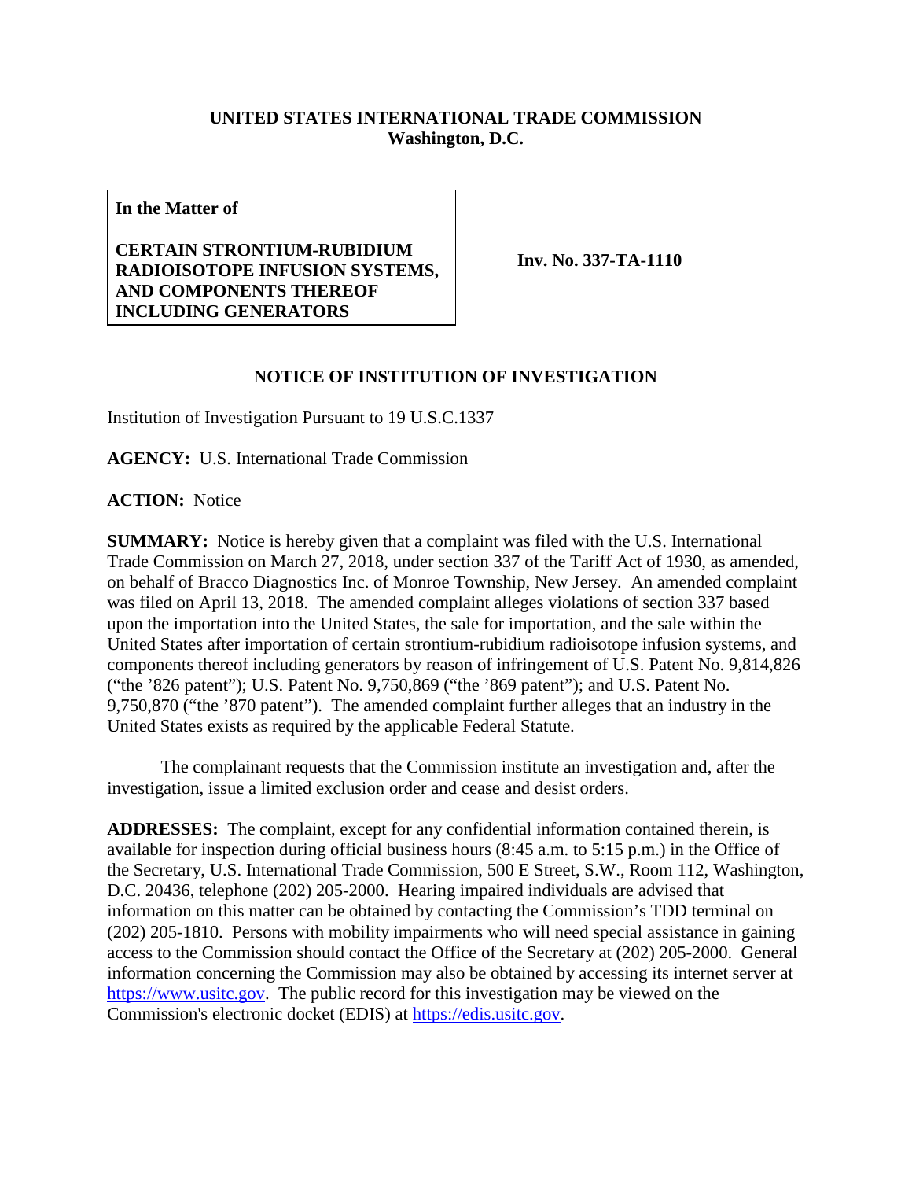**UNITED STATES INTERNATIONAL TRADE COMMISSION**
**Washington, D.C.**

| **In the Matter of**<br><br>**CERTAIN STRONTIUM-RUBIDIUM RADIOISOTOPE INFUSION SYSTEMS, AND COMPONENTS THEREOF INCLUDING GENERATORS** | **Inv. No. 337-TA-1110** |
|---|---|

## NOTICE OF INSTITUTION OF INVESTIGATION

Institution of Investigation Pursuant to 19 U.S.C.1337

**AGENCY:** U.S. International Trade Commission

**ACTION:** Notice

**SUMMARY:** Notice is hereby given that a complaint was filed with the U.S. International Trade Commission on March 27, 2018, under section 337 of the Tariff Act of 1930, as amended, on behalf of Bracco Diagnostics Inc. of Monroe Township, New Jersey. An amended complaint was filed on April 13, 2018. The amended complaint alleges violations of section 337 based upon the importation into the United States, the sale for importation, and the sale within the United States after importation of certain strontium-rubidium radioisotope infusion systems, and components thereof including generators by reason of infringement of U.S. Patent No. 9,814,826 ("the '826 patent"); U.S. Patent No. 9,750,869 ("the '869 patent"); and U.S. Patent No. 9,750,870 ("the '870 patent"). The amended complaint further alleges that an industry in the United States exists as required by the applicable Federal Statute.

The complainant requests that the Commission institute an investigation and, after the investigation, issue a limited exclusion order and cease and desist orders.

**ADDRESSES:** The complaint, except for any confidential information contained therein, is available for inspection during official business hours (8:45 a.m. to 5:15 p.m.) in the Office of the Secretary, U.S. International Trade Commission, 500 E Street, S.W., Room 112, Washington, D.C. 20436, telephone (202) 205-2000. Hearing impaired individuals are advised that information on this matter can be obtained by contacting the Commission's TDD terminal on (202) 205-1810. Persons with mobility impairments who will need special assistance in gaining access to the Commission should contact the Office of the Secretary at (202) 205-2000. General information concerning the Commission may also be obtained by accessing its internet server at https://www.usitc.gov. The public record for this investigation may be viewed on the Commission's electronic docket (EDIS) at https://edis.usitc.gov.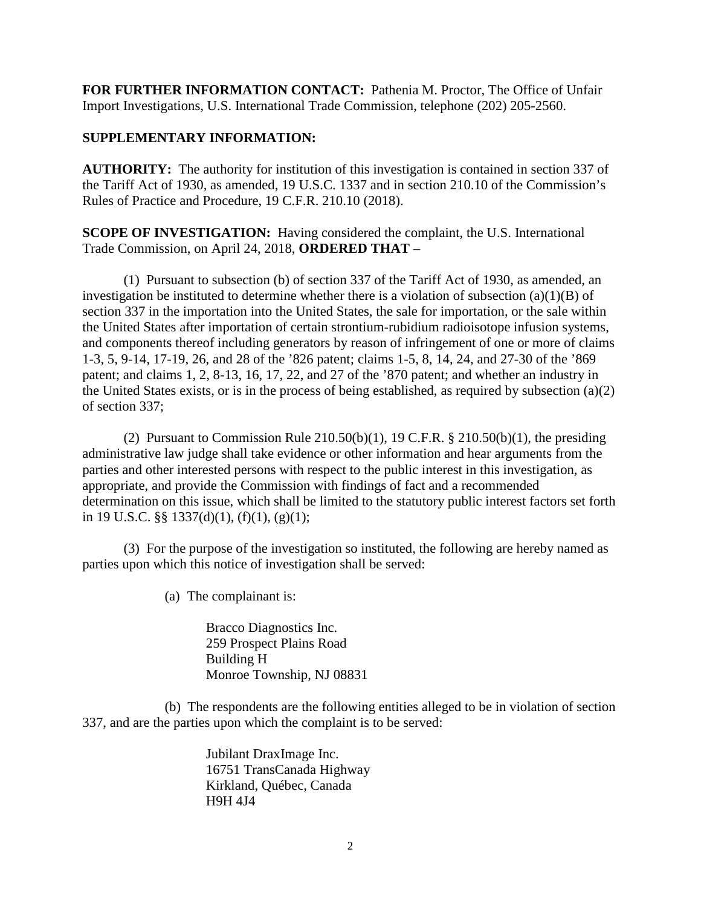**FOR FURTHER INFORMATION CONTACT:** Pathenia M. Proctor, The Office of Unfair Import Investigations, U.S. International Trade Commission, telephone (202) 205-2560.

**SUPPLEMENTARY INFORMATION:**

**AUTHORITY:** The authority for institution of this investigation is contained in section 337 of the Tariff Act of 1930, as amended, 19 U.S.C. 1337 and in section 210.10 of the Commission's Rules of Practice and Procedure, 19 C.F.R. 210.10 (2018).

**SCOPE OF INVESTIGATION:** Having considered the complaint, the U.S. International Trade Commission, on April 24, 2018, **ORDERED THAT** –

(1) Pursuant to subsection (b) of section 337 of the Tariff Act of 1930, as amended, an investigation be instituted to determine whether there is a violation of subsection (a)(1)(B) of section 337 in the importation into the United States, the sale for importation, or the sale within the United States after importation of certain strontium-rubidium radioisotope infusion systems, and components thereof including generators by reason of infringement of one or more of claims 1-3, 5, 9-14, 17-19, 26, and 28 of the '826 patent; claims 1-5, 8, 14, 24, and 27-30 of the '869 patent; and claims 1, 2, 8-13, 16, 17, 22, and 27 of the '870 patent; and whether an industry in the United States exists, or is in the process of being established, as required by subsection (a)(2) of section 337;

(2) Pursuant to Commission Rule 210.50(b)(1), 19 C.F.R. § 210.50(b)(1), the presiding administrative law judge shall take evidence or other information and hear arguments from the parties and other interested persons with respect to the public interest in this investigation, as appropriate, and provide the Commission with findings of fact and a recommended determination on this issue, which shall be limited to the statutory public interest factors set forth in 19 U.S.C. §§ 1337(d)(1), (f)(1), (g)(1);

(3) For the purpose of the investigation so instituted, the following are hereby named as parties upon which this notice of investigation shall be served:

(a) The complainant is:

Bracco Diagnostics Inc.
259 Prospect Plains Road
Building H
Monroe Township, NJ 08831

(b) The respondents are the following entities alleged to be in violation of section 337, and are the parties upon which the complaint is to be served:

Jubilant DraxImage Inc.
16751 TransCanada Highway
Kirkland, Québec, Canada
H9H 4J4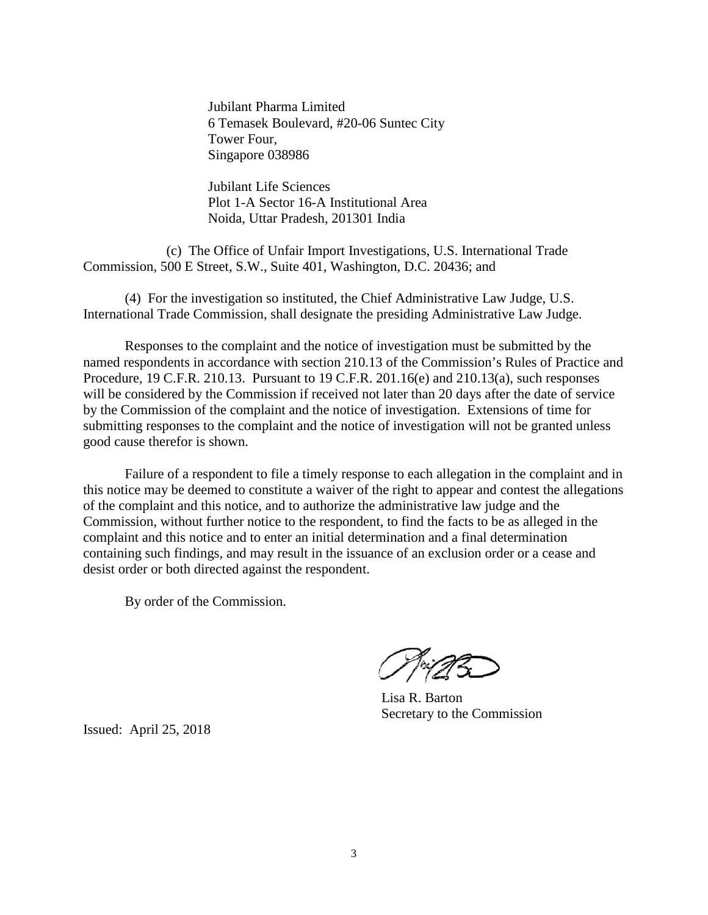Jubilant Pharma Limited
6 Temasek Boulevard, #20-06 Suntec City
Tower Four,
Singapore 038986

Jubilant Life Sciences
Plot 1-A Sector 16-A Institutional Area
Noida, Uttar Pradesh, 201301 India

(c) The Office of Unfair Import Investigations, U.S. International Trade Commission, 500 E Street, S.W., Suite 401, Washington, D.C. 20436; and

(4) For the investigation so instituted, the Chief Administrative Law Judge, U.S. International Trade Commission, shall designate the presiding Administrative Law Judge.

Responses to the complaint and the notice of investigation must be submitted by the named respondents in accordance with section 210.13 of the Commission's Rules of Practice and Procedure, 19 C.F.R. 210.13. Pursuant to 19 C.F.R. 201.16(e) and 210.13(a), such responses will be considered by the Commission if received not later than 20 days after the date of service by the Commission of the complaint and the notice of investigation. Extensions of time for submitting responses to the complaint and the notice of investigation will not be granted unless good cause therefor is shown.

Failure of a respondent to file a timely response to each allegation in the complaint and in this notice may be deemed to constitute a waiver of the right to appear and contest the allegations of the complaint and this notice, and to authorize the administrative law judge and the Commission, without further notice to the respondent, to find the facts to be as alleged in the complaint and this notice and to enter an initial determination and a final determination containing such findings, and may result in the issuance of an exclusion order or a cease and desist order or both directed against the respondent.

By order of the Commission.

Lisa R. Barton
Secretary to the Commission

Issued: April 25, 2018